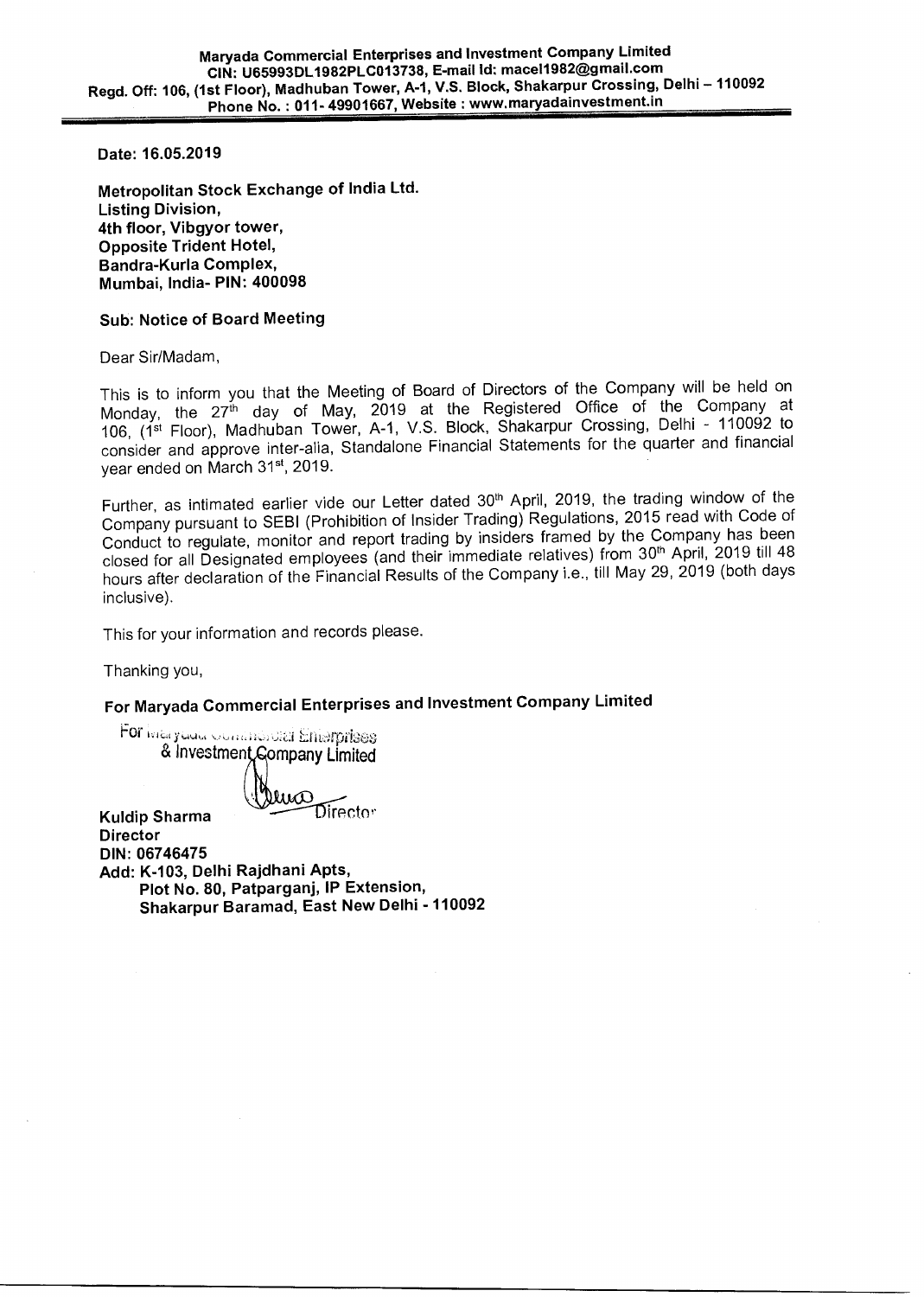**Maryada Commercial Enterprises and Investment Company Limited**
**CIN: U65993DL1982PLC013738, E-mail Id: macel1982@gmail.com**
**Regd. Off: 106, (1st Floor), Madhuban Tower, A-1, V.S. Block, Shakarpur Crossing, Delhi – 110092**
**Phone No. : 011- 49901667, Website : www.maryadainvestment.in**

**Date: 16.05.2019**

**Metropolitan Stock Exchange of India Ltd.**
**Listing Division,**
**4th floor, Vibgyor tower,**
**Opposite Trident Hotel,**
**Bandra-Kurla Complex,**
**Mumbai, India- PIN: 400098**

**Sub: Notice of Board Meeting**

Dear Sir/Madam,

This is to inform you that the Meeting of Board of Directors of the Company will be held on Monday, the 27th day of May, 2019 at the Registered Office of the Company at 106, (1st Floor), Madhuban Tower, A-1, V.S. Block, Shakarpur Crossing, Delhi - 110092 to consider and approve inter-alia, Standalone Financial Statements for the quarter and financial year ended on March 31st, 2019.

Further, as intimated earlier vide our Letter dated 30th April, 2019, the trading window of the Company pursuant to SEBI (Prohibition of Insider Trading) Regulations, 2015 read with Code of Conduct to regulate, monitor and report trading by insiders framed by the Company has been closed for all Designated employees (and their immediate relatives) from 30th April, 2019 till 48 hours after declaration of the Financial Results of the Company i.e., till May 29, 2019 (both days inclusive).

This for your information and records please.

Thanking you,

**For Maryada Commercial Enterprises and Investment Company Limited**

For Maryada Commercial Enterprises
& Investment Company Limited

Director

**Kuldip Sharma**
**Director**
**DIN: 06746475**
**Add: K-103, Delhi Rajdhani Apts,**
**Plot No. 80, Patparganj, IP Extension,**
**Shakarpur Baramad, East New Delhi - 110092**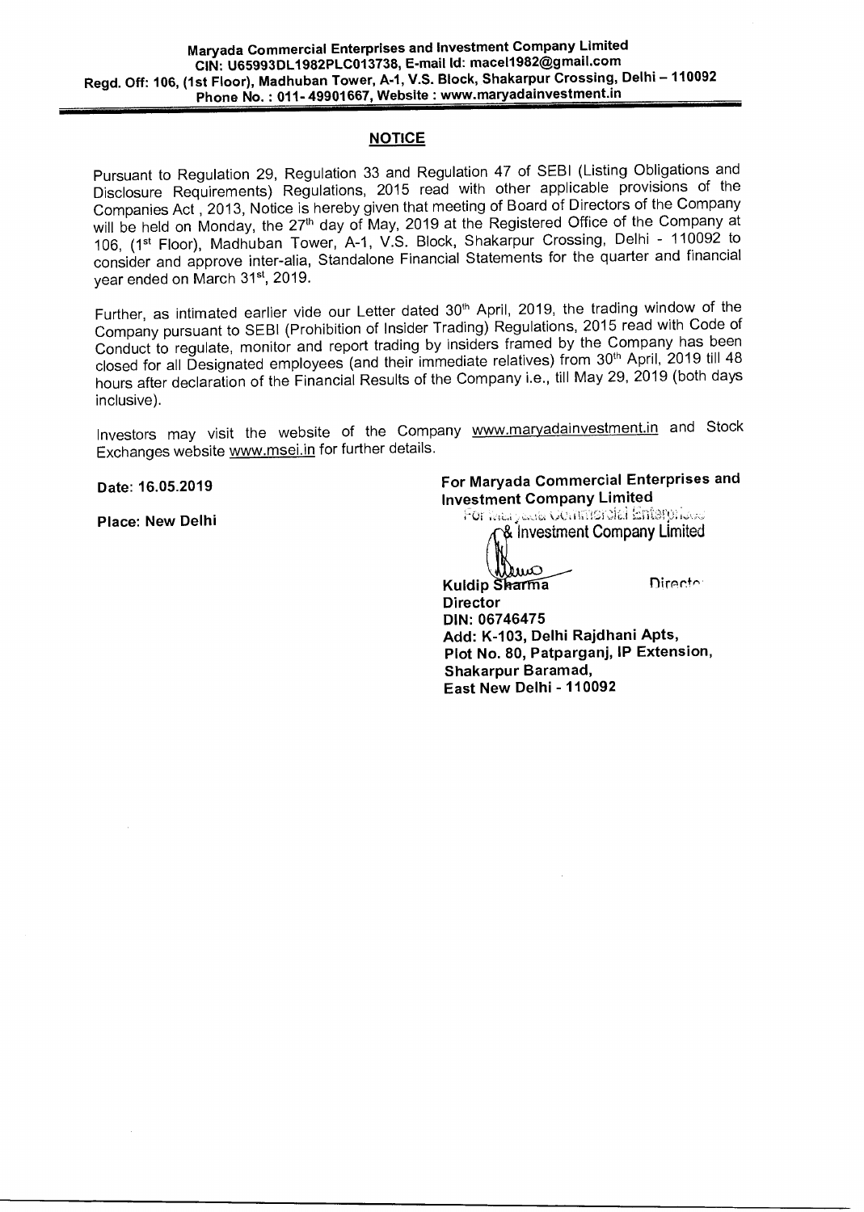**Maryada Commercial Enterprises and Investment Company Limited**
**CIN: U65993DL1982PLC013738, E-mail Id: macel1982@gmail.com**
**Regd. Off: 106, (1st Floor), Madhuban Tower, A-1, V.S. Block, Shakarpur Crossing, Delhi – 110092**
**Phone No. : 011- 49901667, Website : www.maryadainvestment.in**

## NOTICE

Pursuant to Regulation 29, Regulation 33 and Regulation 47 of SEBI (Listing Obligations and Disclosure Requirements) Regulations, 2015 read with other applicable provisions of the Companies Act , 2013, Notice is hereby given that meeting of Board of Directors of the Company will be held on Monday, the 27th day of May, 2019 at the Registered Office of the Company at 106, (1st Floor), Madhuban Tower, A-1, V.S. Block, Shakarpur Crossing, Delhi - 110092 to consider and approve inter-alia, Standalone Financial Statements for the quarter and financial year ended on March 31st, 2019.

Further, as intimated earlier vide our Letter dated 30th April, 2019, the trading window of the Company pursuant to SEBI (Prohibition of Insider Trading) Regulations, 2015 read with Code of Conduct to regulate, monitor and report trading by insiders framed by the Company has been closed for all Designated employees (and their immediate relatives) from 30th April, 2019 till 48 hours after declaration of the Financial Results of the Company i.e., till May 29, 2019 (both days inclusive).

Investors may visit the website of the Company www.maryadainvestment.in and Stock Exchanges website www.msei.in for further details.

**Date: 16.05.2019**

**Place: New Delhi**

**For Maryada Commercial Enterprises and Investment Company Limited**

For Maryada Commercial Enterprises & Investment Company Limited

Director

**Kuldip Sharma**
**Director**
**DIN: 06746475**
**Add: K-103, Delhi Rajdhani Apts,**
**Plot No. 80, Patparganj, IP Extension,**
**Shakarpur Baramad,**
**East New Delhi - 110092**